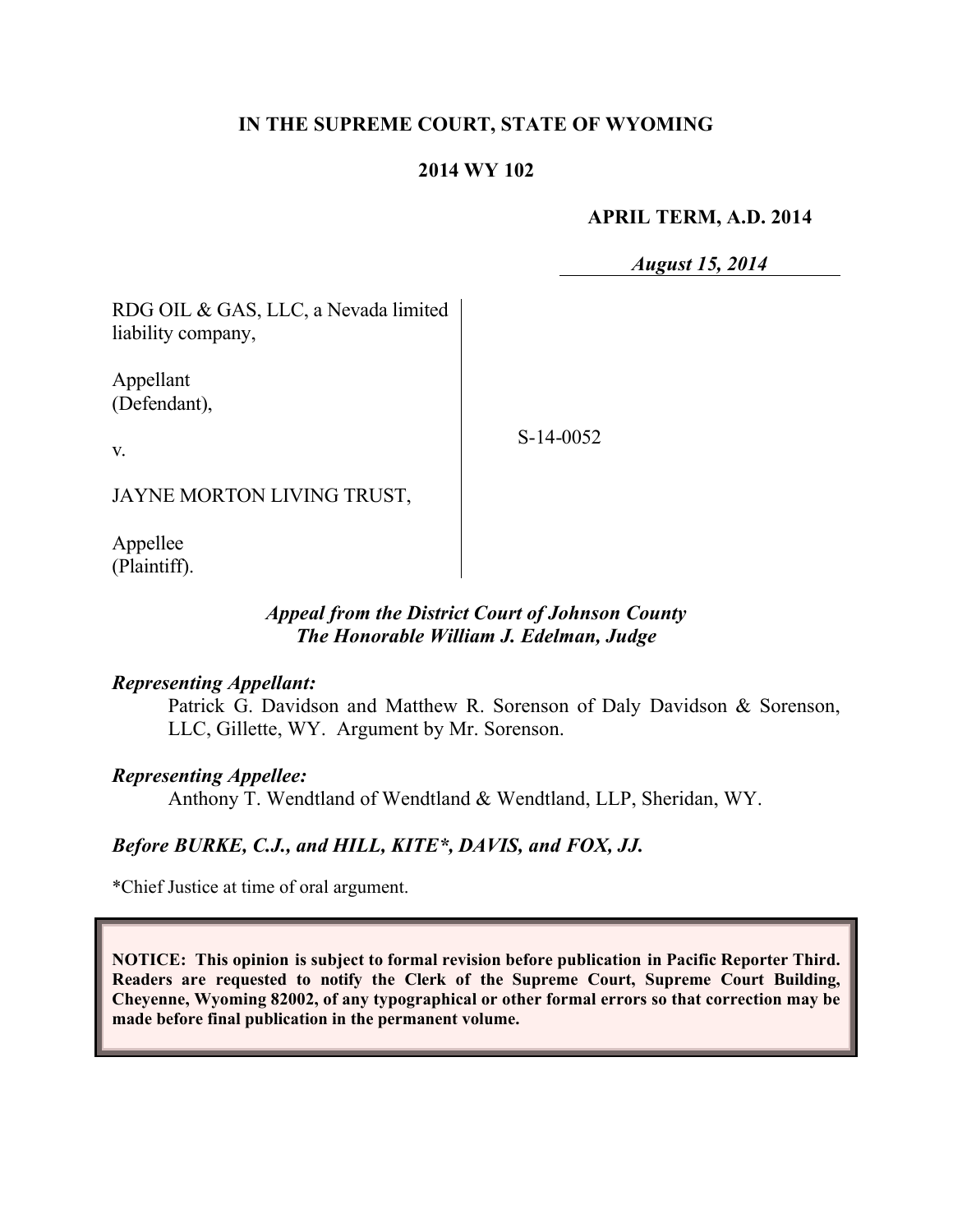**IN THE SUPREME COURT, STATE OF WYOMING**

**2014 WY 102**

**APRIL TERM, A.D. 2014**

***August 15, 2014***

RDG OIL & GAS, LLC, a Nevada limited liability company,

Appellant (Defendant),

v.

JAYNE MORTON LIVING TRUST,

Appellee (Plaintiff).

S-14-0052

***Appeal from the District Court of Johnson County***
***The Honorable William J. Edelman, Judge***

***Representing Appellant:***

Patrick G. Davidson and Matthew R. Sorenson of Daly Davidson & Sorenson, LLC, Gillette, WY. Argument by Mr. Sorenson.

***Representing Appellee:***

Anthony T. Wendtland of Wendtland & Wendtland, LLP, Sheridan, WY.

***Before BURKE, C.J., and HILL, KITE\*, DAVIS, and FOX, JJ.***

\*Chief Justice at time of oral argument.

**NOTICE: This opinion is subject to formal revision before publication in Pacific Reporter Third. Readers are requested to notify the Clerk of the Supreme Court, Supreme Court Building, Cheyenne, Wyoming 82002, of any typographical or other formal errors so that correction may be made before final publication in the permanent volume.**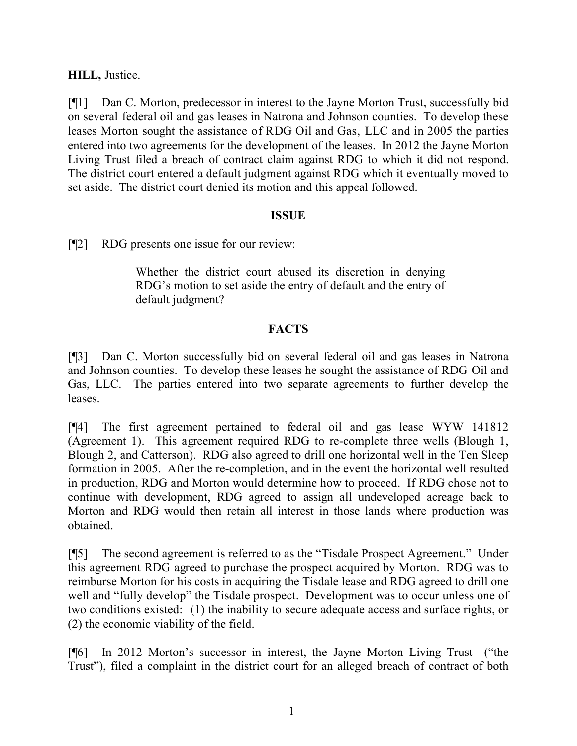**HILL,** Justice.

[¶1] Dan C. Morton, predecessor in interest to the Jayne Morton Trust, successfully bid on several federal oil and gas leases in Natrona and Johnson counties. To develop these leases Morton sought the assistance of RDG Oil and Gas, LLC and in 2005 the parties entered into two agreements for the development of the leases. In 2012 the Jayne Morton Living Trust filed a breach of contract claim against RDG to which it did not respond. The district court entered a default judgment against RDG which it eventually moved to set aside. The district court denied its motion and this appeal followed.

## ISSUE

[¶2] RDG presents one issue for our review:

> Whether the district court abused its discretion in denying RDG's motion to set aside the entry of default and the entry of default judgment?

## FACTS

[¶3] Dan C. Morton successfully bid on several federal oil and gas leases in Natrona and Johnson counties. To develop these leases he sought the assistance of RDG Oil and Gas, LLC. The parties entered into two separate agreements to further develop the leases.

[¶4] The first agreement pertained to federal oil and gas lease WYW 141812 (Agreement 1). This agreement required RDG to re-complete three wells (Blough 1, Blough 2, and Catterson). RDG also agreed to drill one horizontal well in the Ten Sleep formation in 2005. After the re-completion, and in the event the horizontal well resulted in production, RDG and Morton would determine how to proceed. If RDG chose not to continue with development, RDG agreed to assign all undeveloped acreage back to Morton and RDG would then retain all interest in those lands where production was obtained.

[¶5] The second agreement is referred to as the "Tisdale Prospect Agreement." Under this agreement RDG agreed to purchase the prospect acquired by Morton. RDG was to reimburse Morton for his costs in acquiring the Tisdale lease and RDG agreed to drill one well and "fully develop" the Tisdale prospect. Development was to occur unless one of two conditions existed: (1) the inability to secure adequate access and surface rights, or (2) the economic viability of the field.

[¶6] In 2012 Morton's successor in interest, the Jayne Morton Living Trust ("the Trust"), filed a complaint in the district court for an alleged breach of contract of both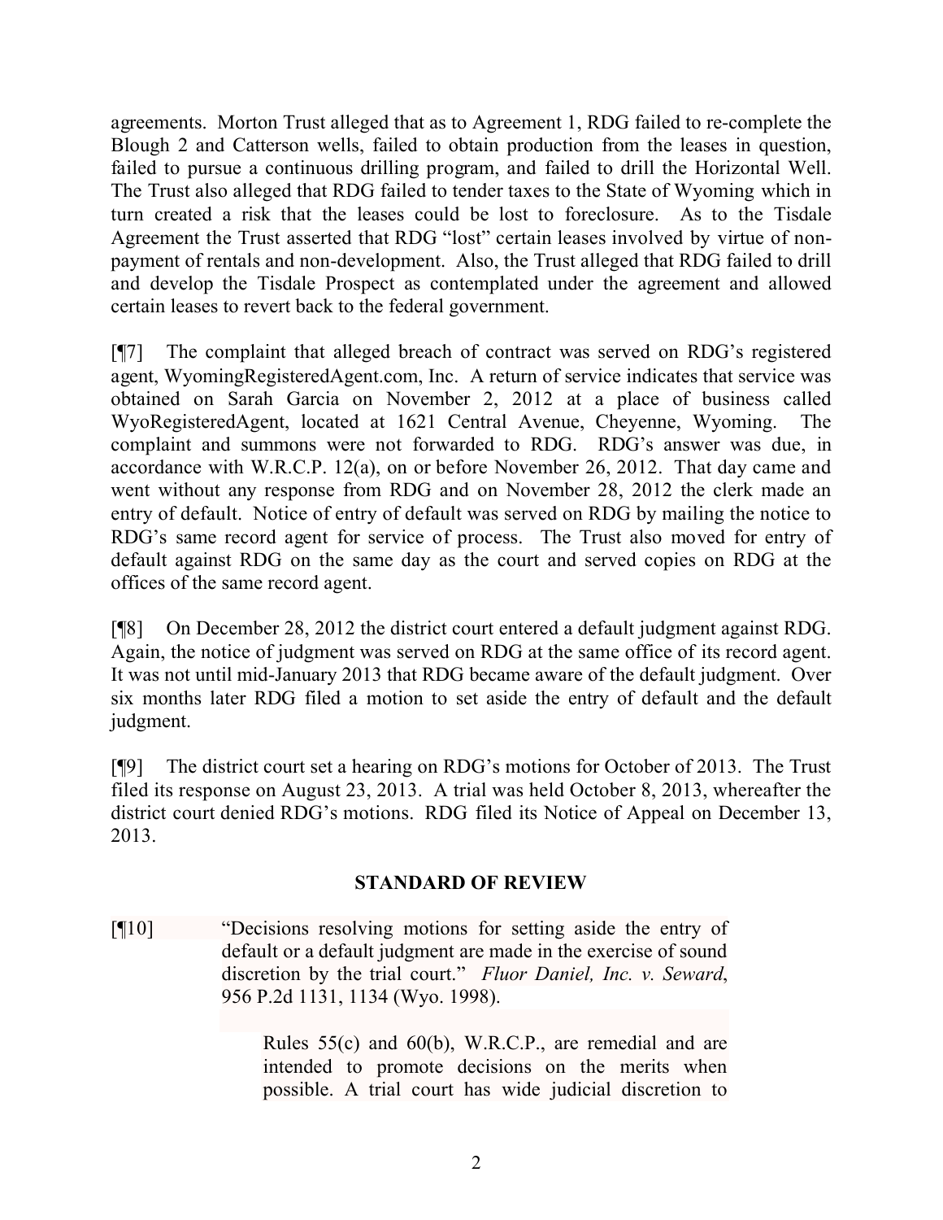agreements. Morton Trust alleged that as to Agreement 1, RDG failed to re-complete the Blough 2 and Catterson wells, failed to obtain production from the leases in question, failed to pursue a continuous drilling program, and failed to drill the Horizontal Well. The Trust also alleged that RDG failed to tender taxes to the State of Wyoming which in turn created a risk that the leases could be lost to foreclosure. As to the Tisdale Agreement the Trust asserted that RDG "lost" certain leases involved by virtue of non-payment of rentals and non-development. Also, the Trust alleged that RDG failed to drill and develop the Tisdale Prospect as contemplated under the agreement and allowed certain leases to revert back to the federal government.

[¶7] The complaint that alleged breach of contract was served on RDG's registered agent, WyomingRegisteredAgent.com, Inc. A return of service indicates that service was obtained on Sarah Garcia on November 2, 2012 at a place of business called WyoRegisteredAgent, located at 1621 Central Avenue, Cheyenne, Wyoming. The complaint and summons were not forwarded to RDG. RDG's answer was due, in accordance with W.R.C.P. 12(a), on or before November 26, 2012. That day came and went without any response from RDG and on November 28, 2012 the clerk made an entry of default. Notice of entry of default was served on RDG by mailing the notice to RDG's same record agent for service of process. The Trust also moved for entry of default against RDG on the same day as the court and served copies on RDG at the offices of the same record agent.

[¶8] On December 28, 2012 the district court entered a default judgment against RDG. Again, the notice of judgment was served on RDG at the same office of its record agent. It was not until mid-January 2013 that RDG became aware of the default judgment. Over six months later RDG filed a motion to set aside the entry of default and the default judgment.

[¶9] The district court set a hearing on RDG's motions for October of 2013. The Trust filed its response on August 23, 2013. A trial was held October 8, 2013, whereafter the district court denied RDG's motions. RDG filed its Notice of Appeal on December 13, 2013.

## STANDARD OF REVIEW

[¶10] "Decisions resolving motions for setting aside the entry of default or a default judgment are made in the exercise of sound discretion by the trial court." *Fluor Daniel, Inc. v. Seward*, 956 P.2d 1131, 1134 (Wyo. 1998).

> Rules 55(c) and 60(b), W.R.C.P., are remedial and are intended to promote decisions on the merits when possible. A trial court has wide judicial discretion to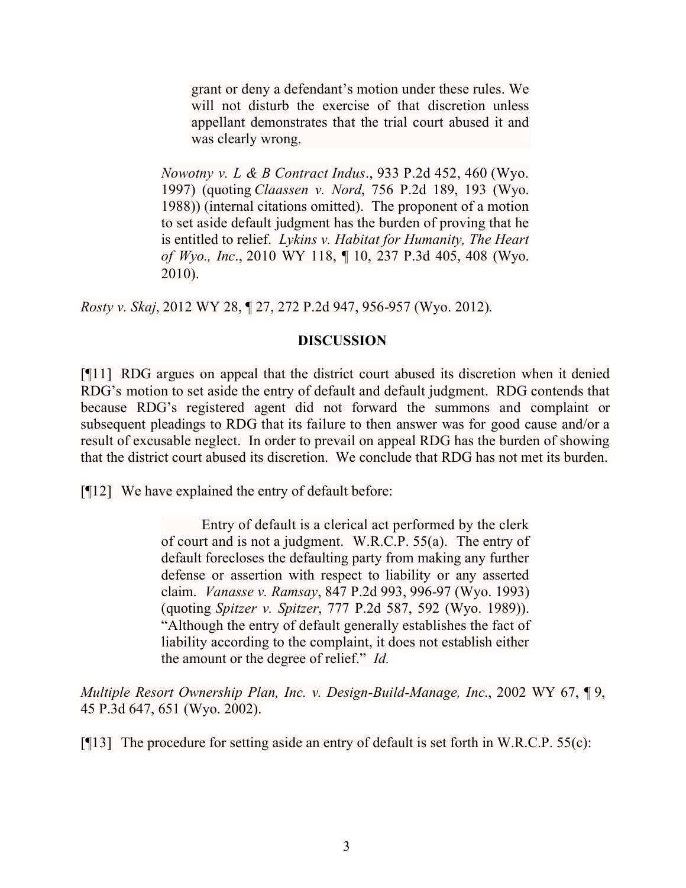> grant or deny a defendant's motion under these rules. We will not disturb the exercise of that discretion unless appellant demonstrates that the trial court abused it and was clearly wrong.
>
> *Nowotny v. L & B Contract Indus*., 933 P.2d 452, 460 (Wyo. 1997) (quoting *Claassen v. Nord*, 756 P.2d 189, 193 (Wyo. 1988)) (internal citations omitted). The proponent of a motion to set aside default judgment has the burden of proving that he is entitled to relief. *Lykins v. Habitat for Humanity, The Heart of Wyo., Inc*., 2010 WY 118, ¶ 10, 237 P.3d 405, 408 (Wyo. 2010).

*Rosty v. Skaj*, 2012 WY 28, ¶ 27, 272 P.2d 947, 956-957 (Wyo. 2012).

## DISCUSSION

[¶11] RDG argues on appeal that the district court abused its discretion when it denied RDG's motion to set aside the entry of default and default judgment. RDG contends that because RDG's registered agent did not forward the summons and complaint or subsequent pleadings to RDG that its failure to then answer was for good cause and/or a result of excusable neglect. In order to prevail on appeal RDG has the burden of showing that the district court abused its discretion. We conclude that RDG has not met its burden.

[¶12] We have explained the entry of default before:

> Entry of default is a clerical act performed by the clerk of court and is not a judgment. W.R.C.P. 55(a). The entry of default forecloses the defaulting party from making any further defense or assertion with respect to liability or any asserted claim. *Vanasse v. Ramsay*, 847 P.2d 993, 996-97 (Wyo. 1993) (quoting *Spitzer v. Spitzer*, 777 P.2d 587, 592 (Wyo. 1989)). "Although the entry of default generally establishes the fact of liability according to the complaint, it does not establish either the amount or the degree of relief." *Id.*

*Multiple Resort Ownership Plan, Inc. v. Design-Build-Manage, Inc*., 2002 WY 67, ¶ 9, 45 P.3d 647, 651 (Wyo. 2002).

[¶13] The procedure for setting aside an entry of default is set forth in W.R.C.P. 55(c):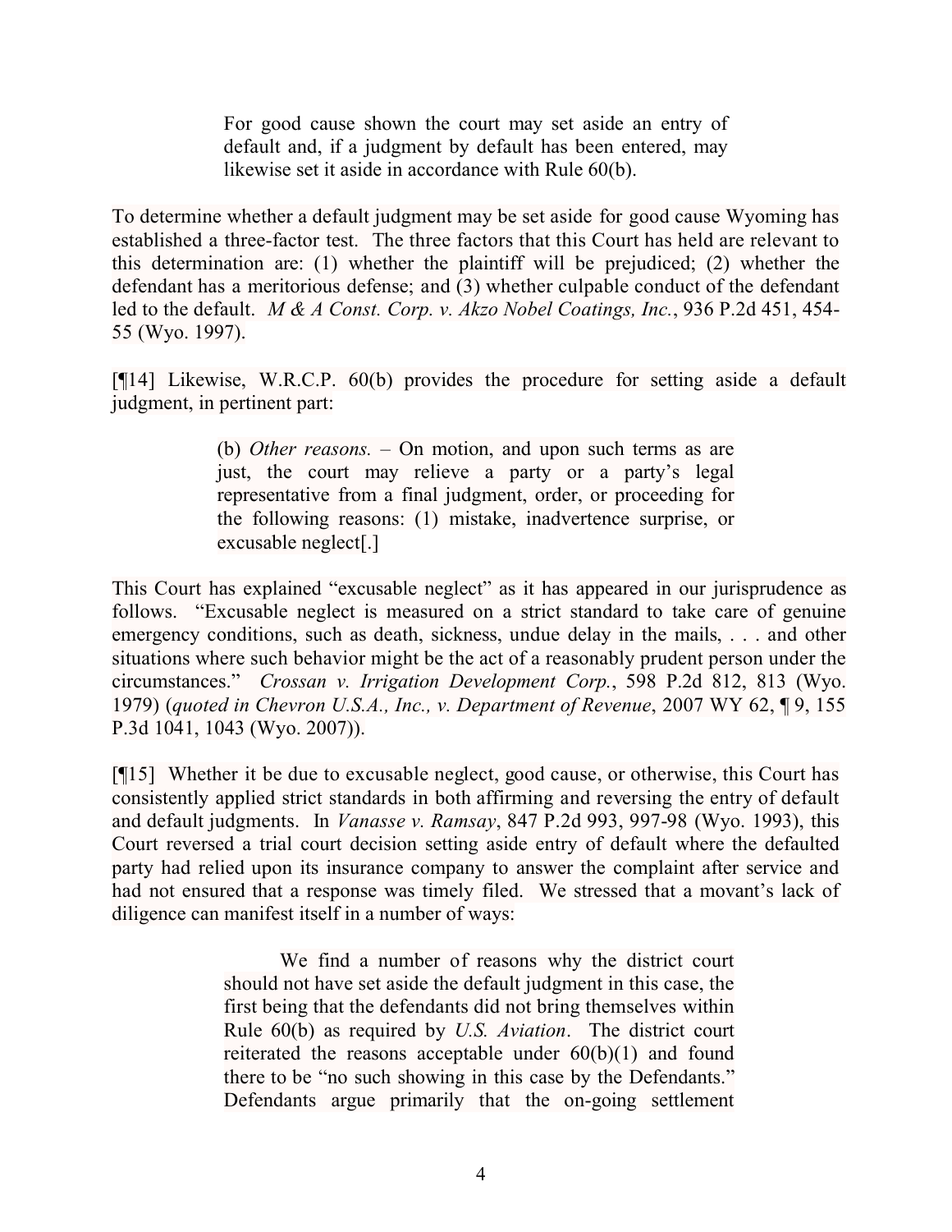> For good cause shown the court may set aside an entry of default and, if a judgment by default has been entered, may likewise set it aside in accordance with Rule 60(b).

To determine whether a default judgment may be set aside for good cause Wyoming has established a three-factor test. The three factors that this Court has held are relevant to this determination are: (1) whether the plaintiff will be prejudiced; (2) whether the defendant has a meritorious defense; and (3) whether culpable conduct of the defendant led to the default. *M & A Const. Corp. v. Akzo Nobel Coatings, Inc.*, 936 P.2d 451, 454-55 (Wyo. 1997).

[¶14] Likewise, W.R.C.P. 60(b) provides the procedure for setting aside a default judgment, in pertinent part:

> (b) *Other reasons.* – On motion, and upon such terms as are just, the court may relieve a party or a party's legal representative from a final judgment, order, or proceeding for the following reasons: (1) mistake, inadvertence surprise, or excusable neglect[.]

This Court has explained "excusable neglect" as it has appeared in our jurisprudence as follows. "Excusable neglect is measured on a strict standard to take care of genuine emergency conditions, such as death, sickness, undue delay in the mails, . . . and other situations where such behavior might be the act of a reasonably prudent person under the circumstances." *Crossan v. Irrigation Development Corp.*, 598 P.2d 812, 813 (Wyo. 1979) (*quoted in Chevron U.S.A., Inc., v. Department of Revenue*, 2007 WY 62, ¶ 9, 155 P.3d 1041, 1043 (Wyo. 2007)).

[¶15] Whether it be due to excusable neglect, good cause, or otherwise, this Court has consistently applied strict standards in both affirming and reversing the entry of default and default judgments. In *Vanasse v. Ramsay*, 847 P.2d 993, 997-98 (Wyo. 1993), this Court reversed a trial court decision setting aside entry of default where the defaulted party had relied upon its insurance company to answer the complaint after service and had not ensured that a response was timely filed. We stressed that a movant's lack of diligence can manifest itself in a number of ways:

> We find a number of reasons why the district court should not have set aside the default judgment in this case, the first being that the defendants did not bring themselves within Rule 60(b) as required by *U.S. Aviation*. The district court reiterated the reasons acceptable under 60(b)(1) and found there to be "no such showing in this case by the Defendants." Defendants argue primarily that the on-going settlement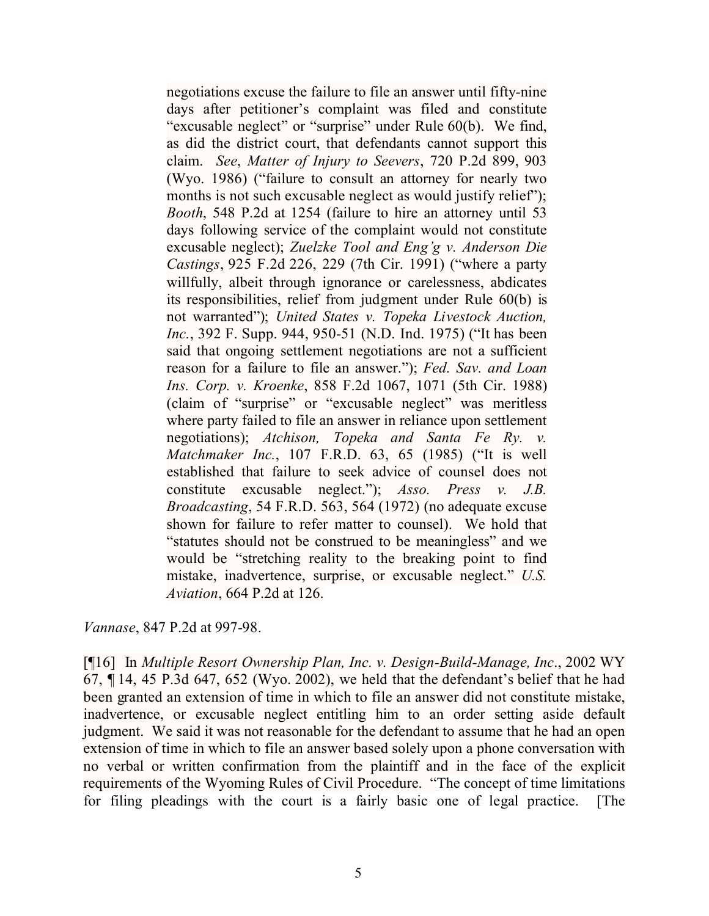> negotiations excuse the failure to file an answer until fifty-nine days after petitioner's complaint was filed and constitute "excusable neglect" or "surprise" under Rule 60(b). We find, as did the district court, that defendants cannot support this claim. *See*, *Matter of Injury to Seevers*, 720 P.2d 899, 903 (Wyo. 1986) ("failure to consult an attorney for nearly two months is not such excusable neglect as would justify relief"); *Booth*, 548 P.2d at 1254 (failure to hire an attorney until 53 days following service of the complaint would not constitute excusable neglect); *Zuelzke Tool and Eng'g v. Anderson Die Castings*, 925 F.2d 226, 229 (7th Cir. 1991) ("where a party willfully, albeit through ignorance or carelessness, abdicates its responsibilities, relief from judgment under Rule 60(b) is not warranted"); *United States v. Topeka Livestock Auction, Inc.*, 392 F. Supp. 944, 950-51 (N.D. Ind. 1975) ("It has been said that ongoing settlement negotiations are not a sufficient reason for a failure to file an answer."); *Fed. Sav. and Loan Ins. Corp. v. Kroenke*, 858 F.2d 1067, 1071 (5th Cir. 1988) (claim of "surprise" or "excusable neglect" was meritless where party failed to file an answer in reliance upon settlement negotiations); *Atchison, Topeka and Santa Fe Ry. v. Matchmaker Inc.*, 107 F.R.D. 63, 65 (1985) ("It is well established that failure to seek advice of counsel does not constitute excusable neglect."); *Asso. Press v. J.B. Broadcasting*, 54 F.R.D. 563, 564 (1972) (no adequate excuse shown for failure to refer matter to counsel). We hold that "statutes should not be construed to be meaningless" and we would be "stretching reality to the breaking point to find mistake, inadvertence, surprise, or excusable neglect." *U.S. Aviation*, 664 P.2d at 126.

*Vannase*, 847 P.2d at 997-98.

[¶16] In *Multiple Resort Ownership Plan, Inc. v. Design-Build-Manage, Inc*., 2002 WY 67, ¶ 14, 45 P.3d 647, 652 (Wyo. 2002), we held that the defendant's belief that he had been granted an extension of time in which to file an answer did not constitute mistake, inadvertence, or excusable neglect entitling him to an order setting aside default judgment. We said it was not reasonable for the defendant to assume that he had an open extension of time in which to file an answer based solely upon a phone conversation with no verbal or written confirmation from the plaintiff and in the face of the explicit requirements of the Wyoming Rules of Civil Procedure. "The concept of time limitations for filing pleadings with the court is a fairly basic one of legal practice. [The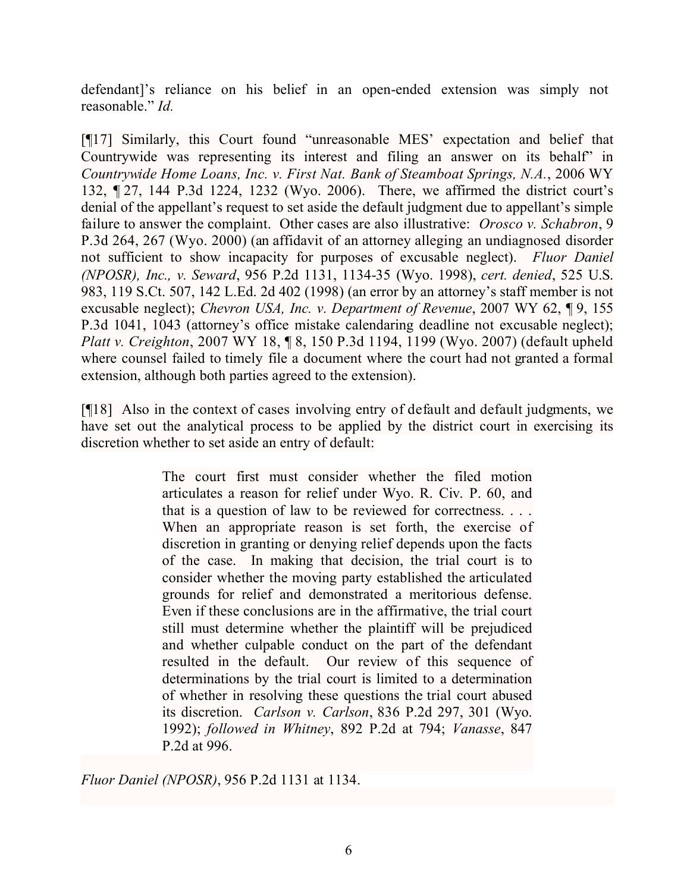defendant]'s reliance on his belief in an open-ended extension was simply not reasonable." *Id.*

[¶17] Similarly, this Court found "unreasonable MES' expectation and belief that Countrywide was representing its interest and filing an answer on its behalf" in *Countrywide Home Loans, Inc. v. First Nat. Bank of Steamboat Springs, N.A.*, 2006 WY 132, ¶ 27, 144 P.3d 1224, 1232 (Wyo. 2006). There, we affirmed the district court's denial of the appellant's request to set aside the default judgment due to appellant's simple failure to answer the complaint. Other cases are also illustrative: *Orosco v. Schabron*, 9 P.3d 264, 267 (Wyo. 2000) (an affidavit of an attorney alleging an undiagnosed disorder not sufficient to show incapacity for purposes of excusable neglect). *Fluor Daniel (NPOSR), Inc., v. Seward*, 956 P.2d 1131, 1134-35 (Wyo. 1998), *cert. denied*, 525 U.S. 983, 119 S.Ct. 507, 142 L.Ed. 2d 402 (1998) (an error by an attorney's staff member is not excusable neglect); *Chevron USA, Inc. v. Department of Revenue*, 2007 WY 62, ¶ 9, 155 P.3d 1041, 1043 (attorney's office mistake calendaring deadline not excusable neglect); *Platt v. Creighton*, 2007 WY 18, ¶ 8, 150 P.3d 1194, 1199 (Wyo. 2007) (default upheld where counsel failed to timely file a document where the court had not granted a formal extension, although both parties agreed to the extension).

[¶18] Also in the context of cases involving entry of default and default judgments, we have set out the analytical process to be applied by the district court in exercising its discretion whether to set aside an entry of default:

> The court first must consider whether the filed motion articulates a reason for relief under Wyo. R. Civ. P. 60, and that is a question of law to be reviewed for correctness. . . . When an appropriate reason is set forth, the exercise of discretion in granting or denying relief depends upon the facts of the case. In making that decision, the trial court is to consider whether the moving party established the articulated grounds for relief and demonstrated a meritorious defense. Even if these conclusions are in the affirmative, the trial court still must determine whether the plaintiff will be prejudiced and whether culpable conduct on the part of the defendant resulted in the default. Our review of this sequence of determinations by the trial court is limited to a determination of whether in resolving these questions the trial court abused its discretion. *Carlson v. Carlson*, 836 P.2d 297, 301 (Wyo. 1992); *followed in Whitney*, 892 P.2d at 794; *Vanasse*, 847 P.2d at 996.

*Fluor Daniel (NPOSR)*, 956 P.2d 1131 at 1134.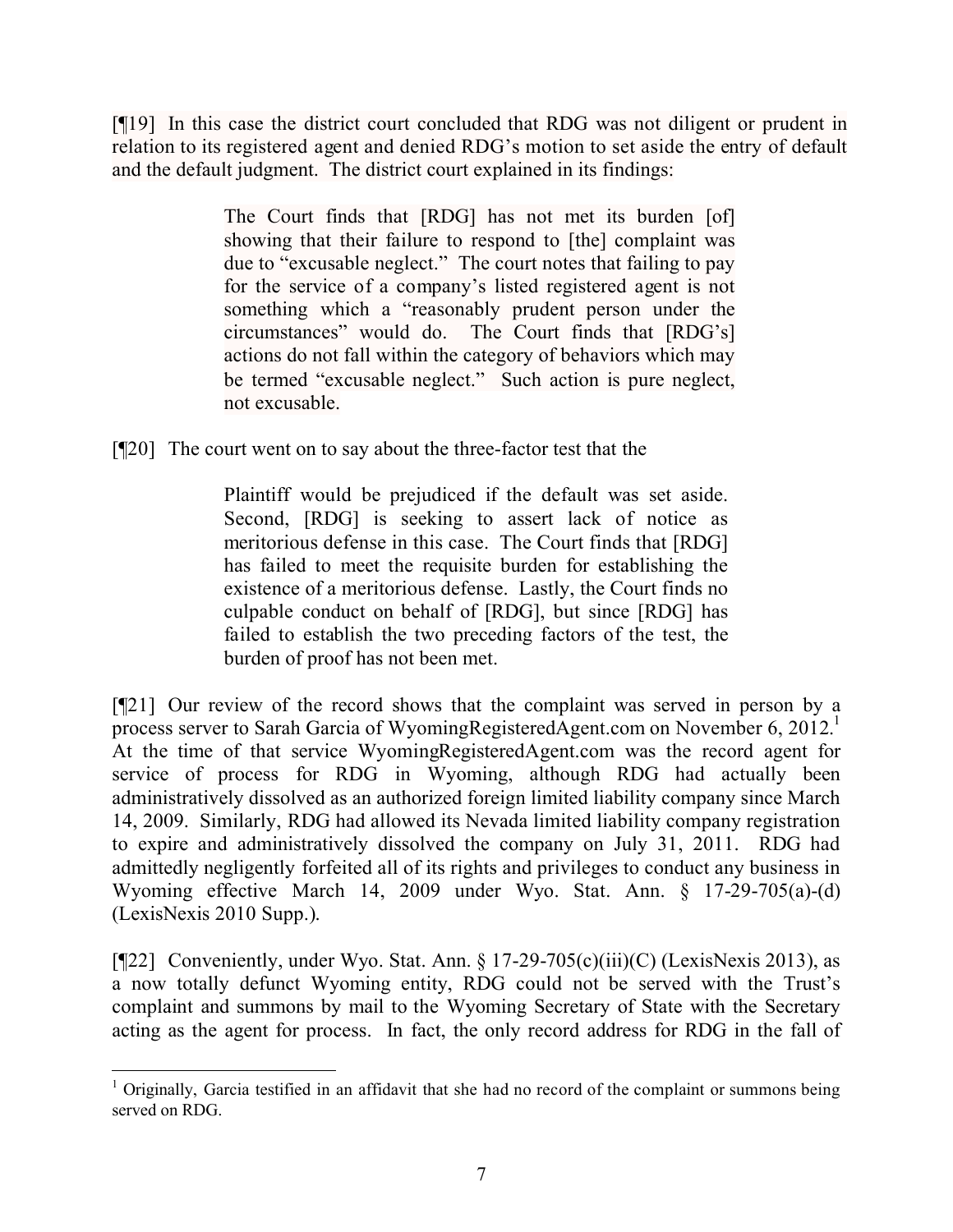[¶19] In this case the district court concluded that RDG was not diligent or prudent in relation to its registered agent and denied RDG's motion to set aside the entry of default and the default judgment. The district court explained in its findings:

> The Court finds that [RDG] has not met its burden [of] showing that their failure to respond to [the] complaint was due to "excusable neglect." The court notes that failing to pay for the service of a company's listed registered agent is not something which a "reasonably prudent person under the circumstances" would do. The Court finds that [RDG's] actions do not fall within the category of behaviors which may be termed "excusable neglect." Such action is pure neglect, not excusable.

[¶20] The court went on to say about the three-factor test that the

> Plaintiff would be prejudiced if the default was set aside. Second, [RDG] is seeking to assert lack of notice as meritorious defense in this case. The Court finds that [RDG] has failed to meet the requisite burden for establishing the existence of a meritorious defense. Lastly, the Court finds no culpable conduct on behalf of [RDG], but since [RDG] has failed to establish the two preceding factors of the test, the burden of proof has not been met.

[¶21] Our review of the record shows that the complaint was served in person by a process server to Sarah Garcia of WyomingRegisteredAgent.com on November 6, 2012.[1] At the time of that service WyomingRegisteredAgent.com was the record agent for service of process for RDG in Wyoming, although RDG had actually been administratively dissolved as an authorized foreign limited liability company since March 14, 2009. Similarly, RDG had allowed its Nevada limited liability company registration to expire and administratively dissolved the company on July 31, 2011. RDG had admittedly negligently forfeited all of its rights and privileges to conduct any business in Wyoming effective March 14, 2009 under Wyo. Stat. Ann. § 17-29-705(a)-(d) (LexisNexis 2010 Supp.).

[¶22] Conveniently, under Wyo. Stat. Ann. § 17-29-705(c)(iii)(C) (LexisNexis 2013), as a now totally defunct Wyoming entity, RDG could not be served with the Trust's complaint and summons by mail to the Wyoming Secretary of State with the Secretary acting as the agent for process. In fact, the only record address for RDG in the fall of

[1] Originally, Garcia testified in an affidavit that she had no record of the complaint or summons being served on RDG.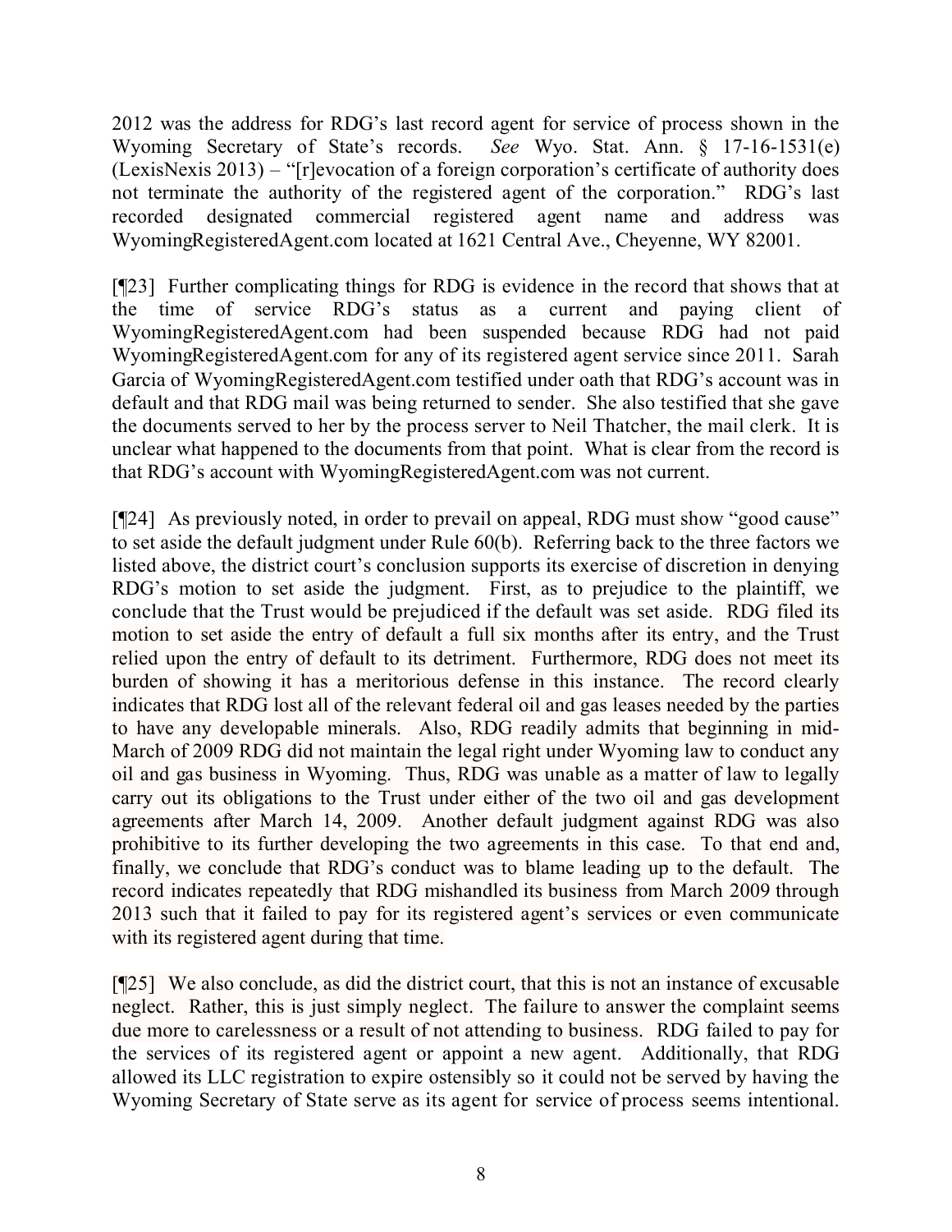2012 was the address for RDG's last record agent for service of process shown in the Wyoming Secretary of State's records. *See* Wyo. Stat. Ann. § 17-16-1531(e) (LexisNexis 2013) – "[r]evocation of a foreign corporation's certificate of authority does not terminate the authority of the registered agent of the corporation." RDG's last recorded designated commercial registered agent name and address was WyomingRegisteredAgent.com located at 1621 Central Ave., Cheyenne, WY 82001.

[¶23] Further complicating things for RDG is evidence in the record that shows that at the time of service RDG's status as a current and paying client of WyomingRegisteredAgent.com had been suspended because RDG had not paid WyomingRegisteredAgent.com for any of its registered agent service since 2011. Sarah Garcia of WyomingRegisteredAgent.com testified under oath that RDG's account was in default and that RDG mail was being returned to sender. She also testified that she gave the documents served to her by the process server to Neil Thatcher, the mail clerk. It is unclear what happened to the documents from that point. What is clear from the record is that RDG's account with WyomingRegisteredAgent.com was not current.

[¶24] As previously noted, in order to prevail on appeal, RDG must show "good cause" to set aside the default judgment under Rule 60(b). Referring back to the three factors we listed above, the district court's conclusion supports its exercise of discretion in denying RDG's motion to set aside the judgment. First, as to prejudice to the plaintiff, we conclude that the Trust would be prejudiced if the default was set aside. RDG filed its motion to set aside the entry of default a full six months after its entry, and the Trust relied upon the entry of default to its detriment. Furthermore, RDG does not meet its burden of showing it has a meritorious defense in this instance. The record clearly indicates that RDG lost all of the relevant federal oil and gas leases needed by the parties to have any developable minerals. Also, RDG readily admits that beginning in mid-March of 2009 RDG did not maintain the legal right under Wyoming law to conduct any oil and gas business in Wyoming. Thus, RDG was unable as a matter of law to legally carry out its obligations to the Trust under either of the two oil and gas development agreements after March 14, 2009. Another default judgment against RDG was also prohibitive to its further developing the two agreements in this case. To that end and, finally, we conclude that RDG's conduct was to blame leading up to the default. The record indicates repeatedly that RDG mishandled its business from March 2009 through 2013 such that it failed to pay for its registered agent's services or even communicate with its registered agent during that time.

[¶25] We also conclude, as did the district court, that this is not an instance of excusable neglect. Rather, this is just simply neglect. The failure to answer the complaint seems due more to carelessness or a result of not attending to business. RDG failed to pay for the services of its registered agent or appoint a new agent. Additionally, that RDG allowed its LLC registration to expire ostensibly so it could not be served by having the Wyoming Secretary of State serve as its agent for service of process seems intentional.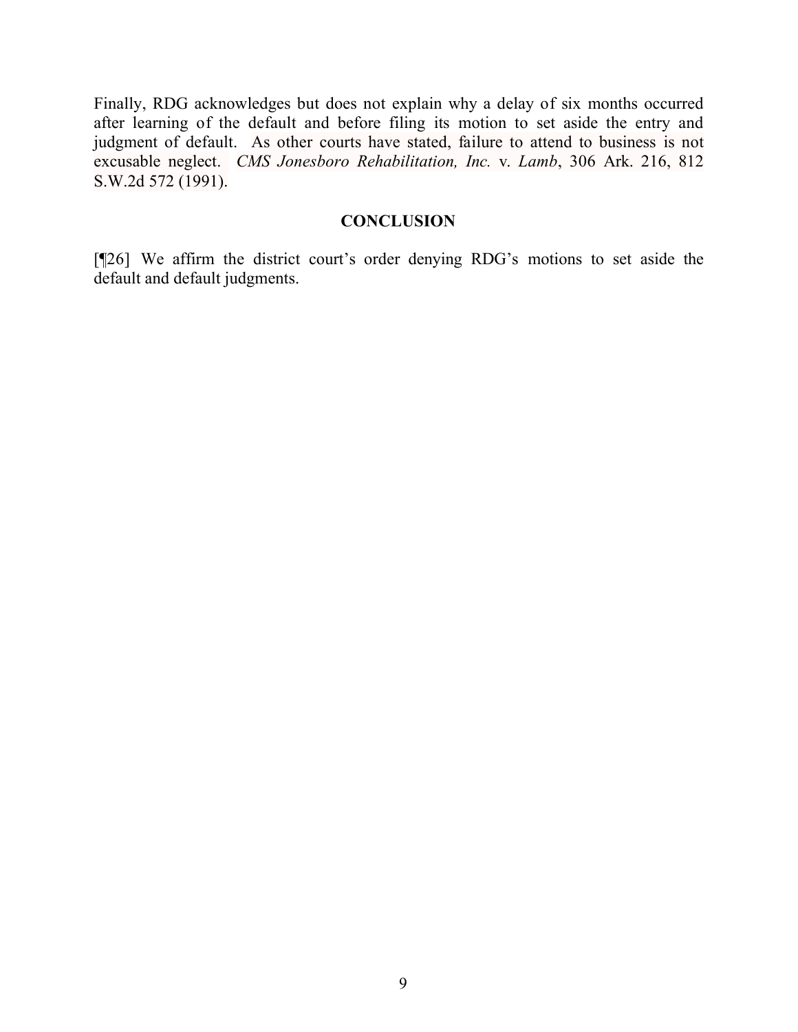Finally, RDG acknowledges but does not explain why a delay of six months occurred after learning of the default and before filing its motion to set aside the entry and judgment of default. As other courts have stated, failure to attend to business is not excusable neglect. *CMS Jonesboro Rehabilitation, Inc.* v. *Lamb*, 306 Ark. 216, 812 S.W.2d 572 (1991).

## CONCLUSION

[¶26] We affirm the district court's order denying RDG's motions to set aside the default and default judgments.